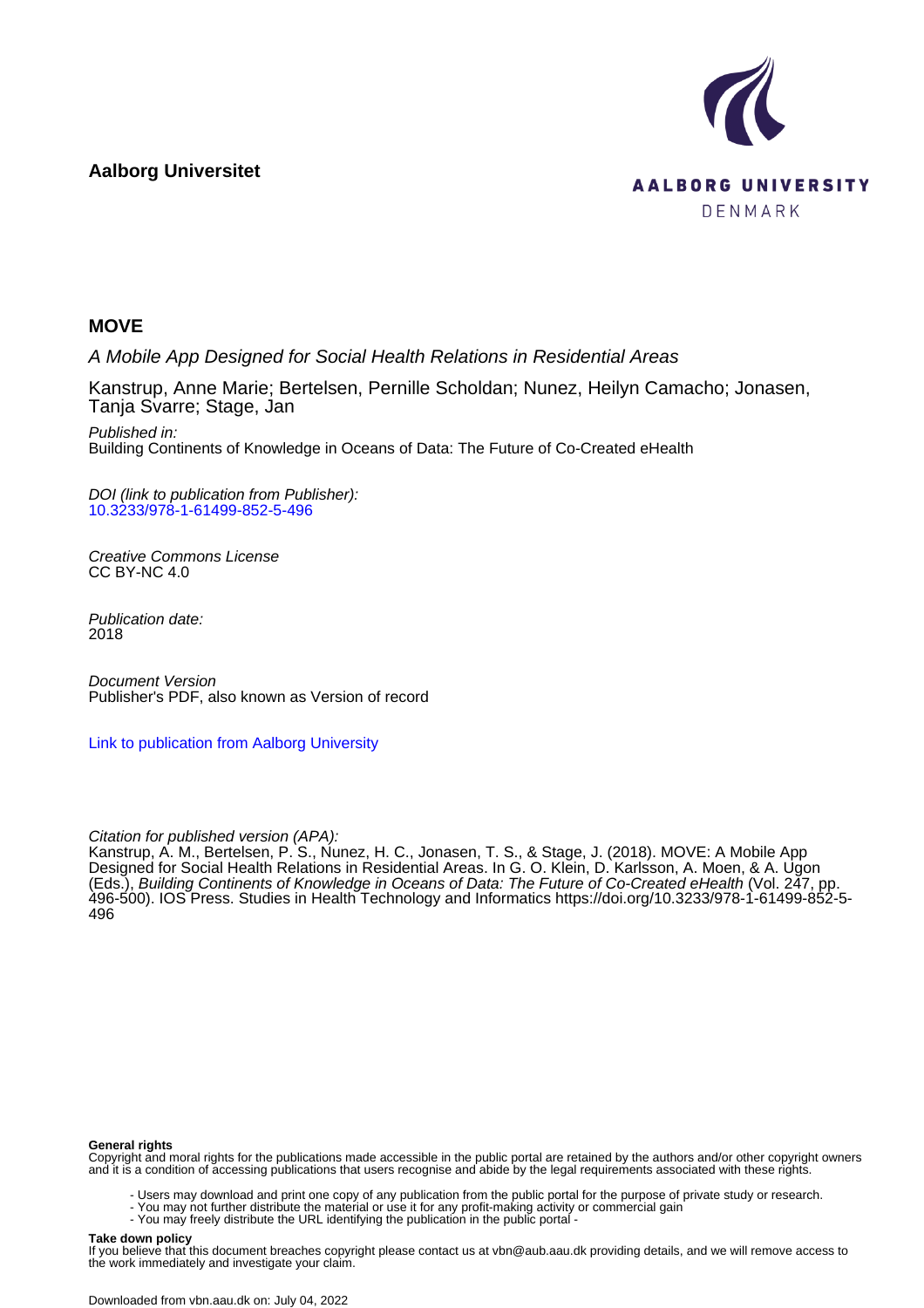**Aalborg Universitet**

AALBORG UNIVERSITY
DENMARK

## MOVE

*A Mobile App Designed for Social Health Relations in Residential Areas*

Kanstrup, Anne Marie; Bertelsen, Pernille Scholdan; Nunez, Heilyn Camacho; Jonasen, Tanja Svarre; Stage, Jan

*Published in:*
Building Continents of Knowledge in Oceans of Data: The Future of Co-Created eHealth

*DOI (link to publication from Publisher):*
10.3233/978-1-61499-852-5-496

*Creative Commons License*
CC BY-NC 4.0

*Publication date:*
2018

*Document Version*
Publisher's PDF, also known as Version of record

Link to publication from Aalborg University

*Citation for published version (APA):*
Kanstrup, A. M., Bertelsen, P. S., Nunez, H. C., Jonasen, T. S., & Stage, J. (2018). MOVE: A Mobile App Designed for Social Health Relations in Residential Areas. In G. O. Klein, D. Karlsson, A. Moen, & A. Ugon (Eds.), *Building Continents of Knowledge in Oceans of Data: The Future of Co-Created eHealth* (Vol. 247, pp. 496-500). IOS Press. Studies in Health Technology and Informatics https://doi.org/10.3233/978-1-61499-852-5-496

**General rights**
Copyright and moral rights for the publications made accessible in the public portal are retained by the authors and/or other copyright owners and it is a condition of accessing publications that users recognise and abide by the legal requirements associated with these rights.

- Users may download and print one copy of any publication from the public portal for the purpose of private study or research.
- You may not further distribute the material or use it for any profit-making activity or commercial gain
- You may freely distribute the URL identifying the publication in the public portal -

**Take down policy**
If you believe that this document breaches copyright please contact us at vbn@aub.aau.dk providing details, and we will remove access to the work immediately and investigate your claim.

Downloaded from vbn.aau.dk on: July 04, 2022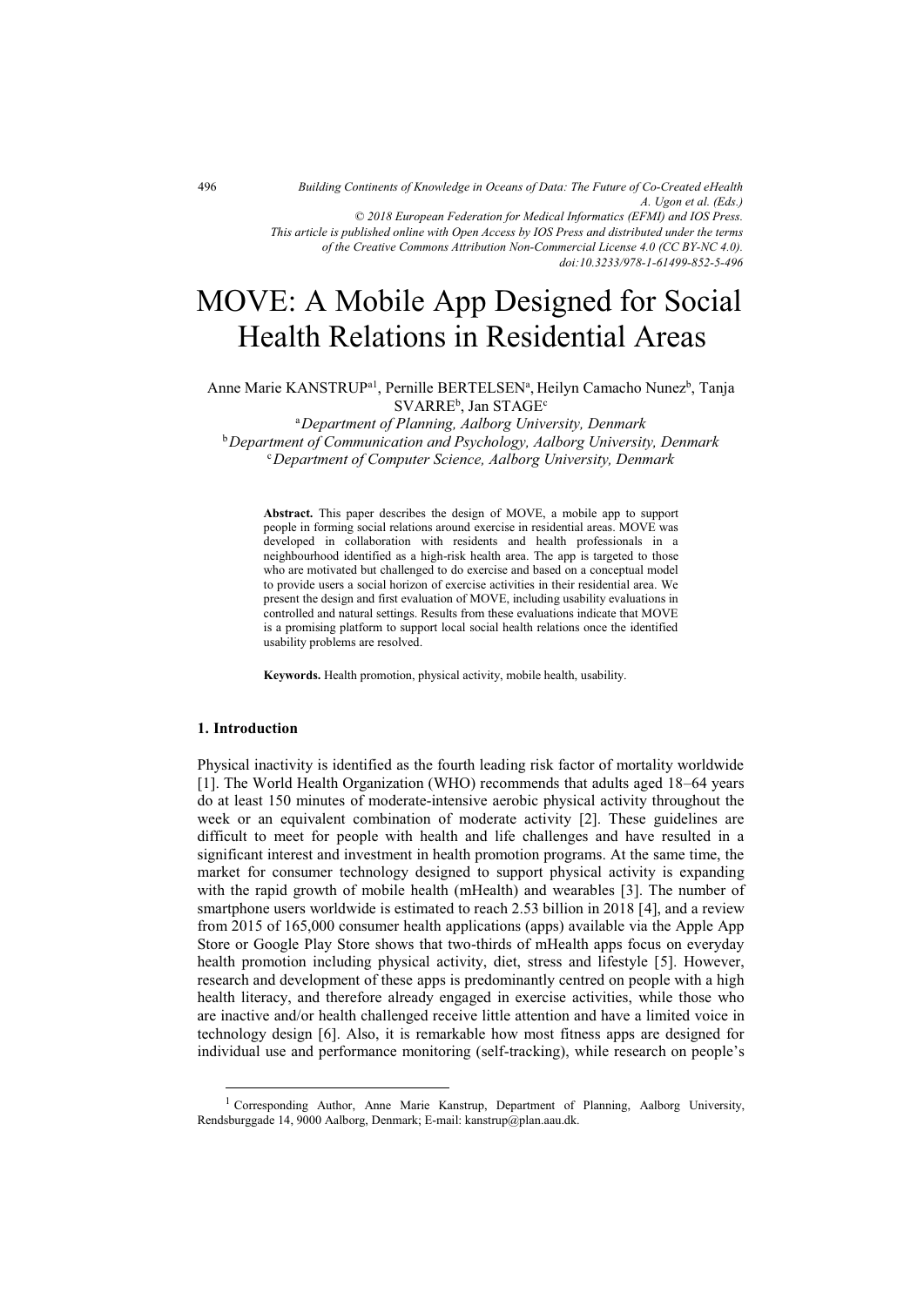# MOVE: A Mobile App Designed for Social Health Relations in Residential Areas

Anne Marie KANSTRUP[a1], Pernille BERTELSEN[a], Heilyn Camacho Nunez[b], Tanja SVARRE[b], Jan STAGE[c]

[a] *Department of Planning, Aalborg University, Denmark*
[b] *Department of Communication and Psychology, Aalborg University, Denmark*
[c] *Department of Computer Science, Aalborg University, Denmark*

**Abstract.** This paper describes the design of MOVE, a mobile app to support people in forming social relations around exercise in residential areas. MOVE was developed in collaboration with residents and health professionals in a neighbourhood identified as a high-risk health area. The app is targeted to those who are motivated but challenged to do exercise and based on a conceptual model to provide users a social horizon of exercise activities in their residential area. We present the design and first evaluation of MOVE, including usability evaluations in controlled and natural settings. Results from these evaluations indicate that MOVE is a promising platform to support local social health relations once the identified usability problems are resolved.

**Keywords.** Health promotion, physical activity, mobile health, usability.

## 1. Introduction

Physical inactivity is identified as the fourth leading risk factor of mortality worldwide [1]. The World Health Organization (WHO) recommends that adults aged 18–64 years do at least 150 minutes of moderate-intensive aerobic physical activity throughout the week or an equivalent combination of moderate activity [2]. These guidelines are difficult to meet for people with health and life challenges and have resulted in a significant interest and investment in health promotion programs. At the same time, the market for consumer technology designed to support physical activity is expanding with the rapid growth of mobile health (mHealth) and wearables [3]. The number of smartphone users worldwide is estimated to reach 2.53 billion in 2018 [4], and a review from 2015 of 165,000 consumer health applications (apps) available via the Apple App Store or Google Play Store shows that two-thirds of mHealth apps focus on everyday health promotion including physical activity, diet, stress and lifestyle [5]. However, research and development of these apps is predominantly centred on people with a high health literacy, and therefore already engaged in exercise activities, while those who are inactive and/or health challenged receive little attention and have a limited voice in technology design [6]. Also, it is remarkable how most fitness apps are designed for individual use and performance monitoring (self-tracking), while research on people's

[1] Corresponding Author, Anne Marie Kanstrup, Department of Planning, Aalborg University, Rendsburggade 14, 9000 Aalborg, Denmark; E-mail: kanstrup@plan.aau.dk.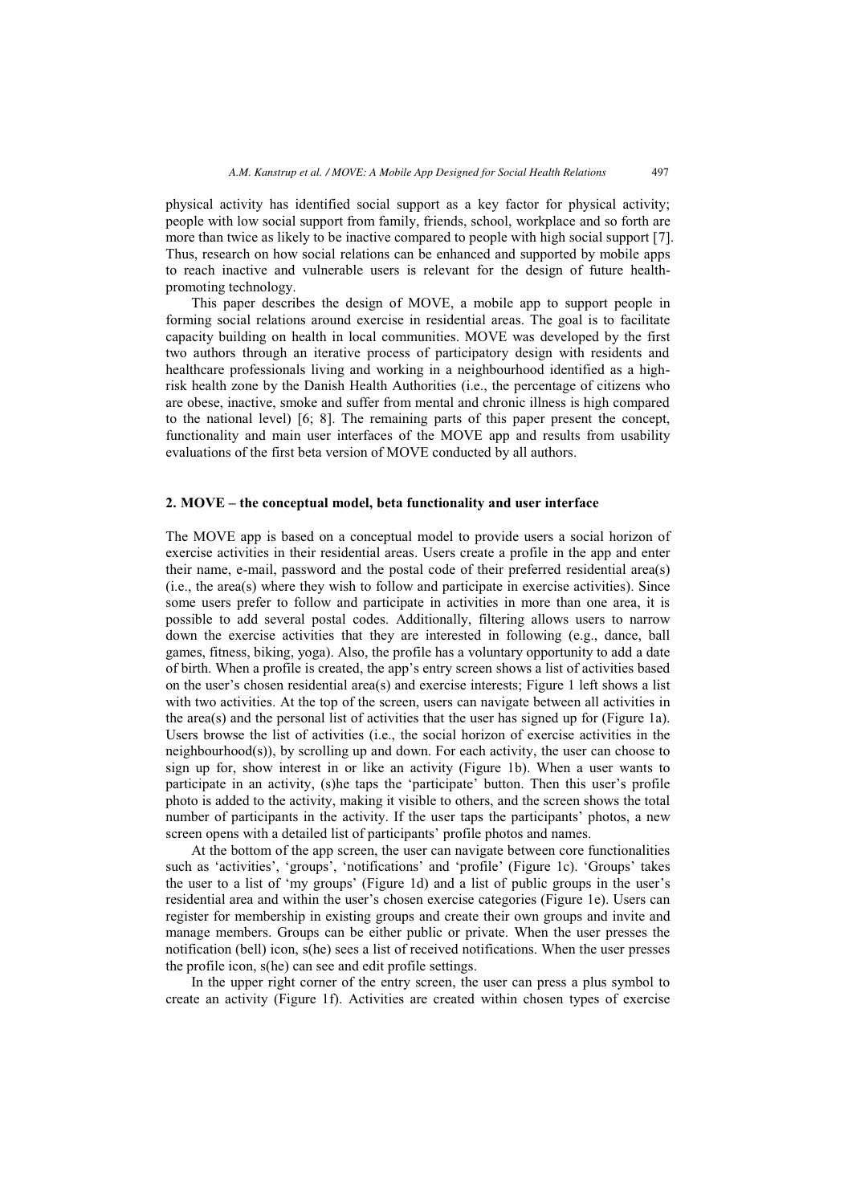physical activity has identified social support as a key factor for physical activity; people with low social support from family, friends, school, workplace and so forth are more than twice as likely to be inactive compared to people with high social support [7]. Thus, research on how social relations can be enhanced and supported by mobile apps to reach inactive and vulnerable users is relevant for the design of future health-promoting technology.

This paper describes the design of MOVE, a mobile app to support people in forming social relations around exercise in residential areas. The goal is to facilitate capacity building on health in local communities. MOVE was developed by the first two authors through an iterative process of participatory design with residents and healthcare professionals living and working in a neighbourhood identified as a high-risk health zone by the Danish Health Authorities (i.e., the percentage of citizens who are obese, inactive, smoke and suffer from mental and chronic illness is high compared to the national level) [6; 8]. The remaining parts of this paper present the concept, functionality and main user interfaces of the MOVE app and results from usability evaluations of the first beta version of MOVE conducted by all authors.

## 2. MOVE – the conceptual model, beta functionality and user interface

The MOVE app is based on a conceptual model to provide users a social horizon of exercise activities in their residential areas. Users create a profile in the app and enter their name, e-mail, password and the postal code of their preferred residential area(s) (i.e., the area(s) where they wish to follow and participate in exercise activities). Since some users prefer to follow and participate in activities in more than one area, it is possible to add several postal codes. Additionally, filtering allows users to narrow down the exercise activities that they are interested in following (e.g., dance, ball games, fitness, biking, yoga). Also, the profile has a voluntary opportunity to add a date of birth. When a profile is created, the app's entry screen shows a list of activities based on the user's chosen residential area(s) and exercise interests; Figure 1 left shows a list with two activities. At the top of the screen, users can navigate between all activities in the area(s) and the personal list of activities that the user has signed up for (Figure 1a). Users browse the list of activities (i.e., the social horizon of exercise activities in the neighbourhood(s)), by scrolling up and down. For each activity, the user can choose to sign up for, show interest in or like an activity (Figure 1b). When a user wants to participate in an activity, (s)he taps the 'participate' button. Then this user's profile photo is added to the activity, making it visible to others, and the screen shows the total number of participants in the activity. If the user taps the participants' photos, a new screen opens with a detailed list of participants' profile photos and names.

At the bottom of the app screen, the user can navigate between core functionalities such as 'activities', 'groups', 'notifications' and 'profile' (Figure 1c). 'Groups' takes the user to a list of 'my groups' (Figure 1d) and a list of public groups in the user's residential area and within the user's chosen exercise categories (Figure 1e). Users can register for membership in existing groups and create their own groups and invite and manage members. Groups can be either public or private. When the user presses the notification (bell) icon, s(he) sees a list of received notifications. When the user presses the profile icon, s(he) can see and edit profile settings.

In the upper right corner of the entry screen, the user can press a plus symbol to create an activity (Figure 1f). Activities are created within chosen types of exercise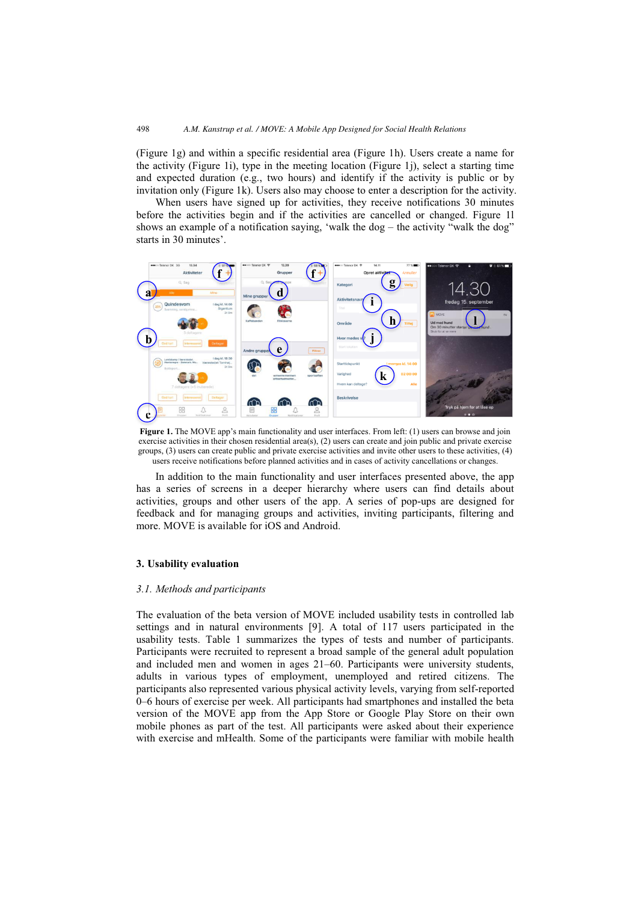(Figure 1g) and within a specific residential area (Figure 1h). Users create a name for the activity (Figure 1i), type in the meeting location (Figure 1j), select a starting time and expected duration (e.g., two hours) and identify if the activity is public or by invitation only (Figure 1k). Users also may choose to enter a description for the activity.

When users have signed up for activities, they receive notifications 30 minutes before the activities begin and if the activities are cancelled or changed. Figure 1l shows an example of a notification saying, 'walk the dog – the activity "walk the dog" starts in 30 minutes'.

**Figure 1.** The MOVE app's main functionality and user interfaces. From left: (1) users can browse and join exercise activities in their chosen residential area(s), (2) users can create and join public and private exercise groups, (3) users can create public and private exercise activities and invite other users to these activities, (4) users receive notifications before planned activities and in cases of activity cancellations or changes.

In addition to the main functionality and user interfaces presented above, the app has a series of screens in a deeper hierarchy where users can find details about activities, groups and other users of the app. A series of pop-ups are designed for feedback and for managing groups and activities, inviting participants, filtering and more. MOVE is available for iOS and Android.

## 3. Usability evaluation

### *3.1. Methods and participants*

The evaluation of the beta version of MOVE included usability tests in controlled lab settings and in natural environments [9]. A total of 117 users participated in the usability tests. Table 1 summarizes the types of tests and number of participants. Participants were recruited to represent a broad sample of the general adult population and included men and women in ages 21–60. Participants were university students, adults in various types of employment, unemployed and retired citizens. The participants also represented various physical activity levels, varying from self-reported 0–6 hours of exercise per week. All participants had smartphones and installed the beta version of the MOVE app from the App Store or Google Play Store on their own mobile phones as part of the test. All participants were asked about their experience with exercise and mHealth. Some of the participants were familiar with mobile health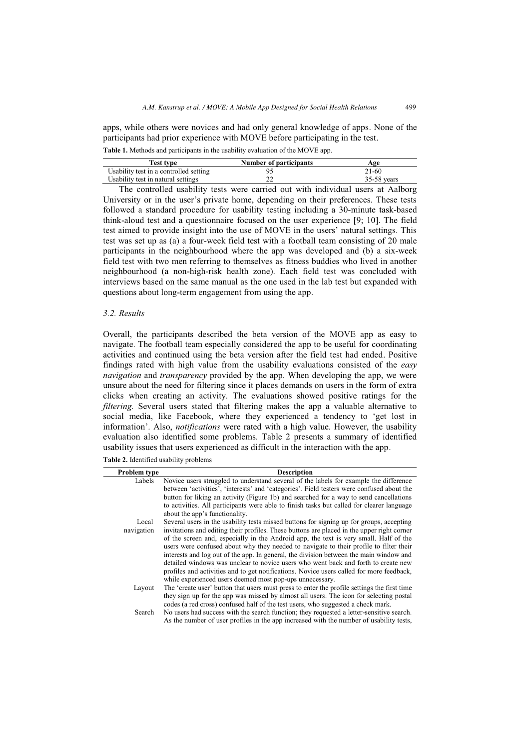apps, while others were novices and had only general knowledge of apps. None of the participants had prior experience with MOVE before participating in the test.

**Table 1.** Methods and participants in the usability evaluation of the MOVE app.

| Test type | Number of participants | Age |
|---|---|---|
| Usability test in a controlled setting | 95 | 21-60 |
| Usability test in natural settings | 22 | 35-58 years |

The controlled usability tests were carried out with individual users at Aalborg University or in the user's private home, depending on their preferences. These tests followed a standard procedure for usability testing including a 30-minute task-based think-aloud test and a questionnaire focused on the user experience [9; 10]. The field test aimed to provide insight into the use of MOVE in the users' natural settings. This test was set up as (a) a four-week field test with a football team consisting of 20 male participants in the neighbourhood where the app was developed and (b) a six-week field test with two men referring to themselves as fitness buddies who lived in another neighbourhood (a non-high-risk health zone). Each field test was concluded with interviews based on the same manual as the one used in the lab test but expanded with questions about long-term engagement from using the app.

### 3.2. Results

Overall, the participants described the beta version of the MOVE app as easy to navigate. The football team especially considered the app to be useful for coordinating activities and continued using the beta version after the field test had ended. Positive findings rated with high value from the usability evaluations consisted of the *easy navigation* and *transparency* provided by the app. When developing the app, we were unsure about the need for filtering since it places demands on users in the form of extra clicks when creating an activity. The evaluations showed positive ratings for the *filtering.* Several users stated that filtering makes the app a valuable alternative to social media, like Facebook, where they experienced a tendency to 'get lost in information'. Also, *notifications* were rated with a high value. However, the usability evaluation also identified some problems. Table 2 presents a summary of identified usability issues that users experienced as difficult in the interaction with the app.

**Table 2.** Identified usability problems

| Problem type | Description |
|---|---|
| Labels | Novice users struggled to understand several of the labels for example the difference between 'activities', 'interests' and 'categories'. Field testers were confused about the button for liking an activity (Figure 1b) and searched for a way to send cancellations to activities. All participants were able to finish tasks but called for clearer language about the app's functionality. |
| Local navigation | Several users in the usability tests missed buttons for signing up for groups, accepting invitations and editing their profiles. These buttons are placed in the upper right corner of the screen and, especially in the Android app, the text is very small. Half of the users were confused about why they needed to navigate to their profile to filter their interests and log out of the app. In general, the division between the main window and detailed windows was unclear to novice users who went back and forth to create new profiles and activities and to get notifications. Novice users called for more feedback, while experienced users deemed most pop-ups unnecessary. |
| Layout | The 'create user' button that users must press to enter the profile settings the first time they sign up for the app was missed by almost all users. The icon for selecting postal codes (a red cross) confused half of the test users, who suggested a check mark. |
| Search | No users had success with the search function; they requested a letter-sensitive search. As the number of user profiles in the app increased with the number of usability tests, |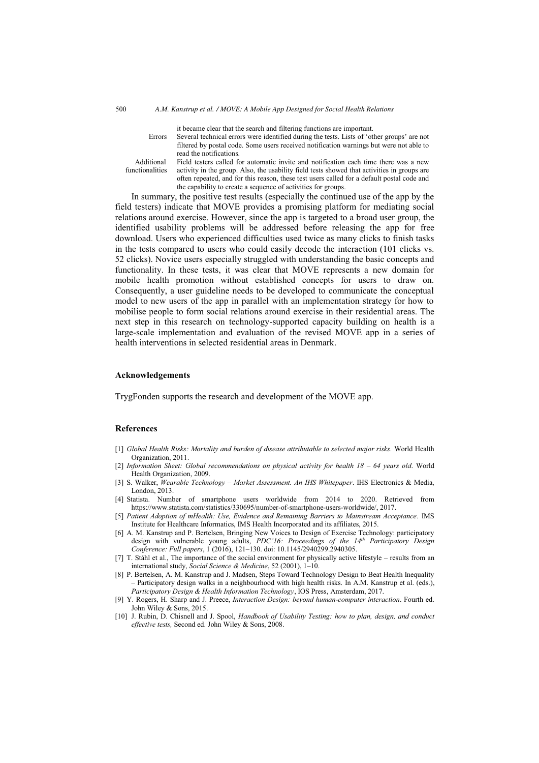| | |
|---|---|
| | it became clear that the search and filtering functions are important. |
| Errors | Several technical errors were identified during the tests. Lists of 'other groups' are not filtered by postal code. Some users received notification warnings but were not able to read the notifications. |
| Additional functionalities | Field testers called for automatic invite and notification each time there was a new activity in the group. Also, the usability field tests showed that activities in groups are often repeated, and for this reason, these test users called for a default postal code and the capability to create a sequence of activities for groups. |

In summary, the positive test results (especially the continued use of the app by the field testers) indicate that MOVE provides a promising platform for mediating social relations around exercise. However, since the app is targeted to a broad user group, the identified usability problems will be addressed before releasing the app for free download. Users who experienced difficulties used twice as many clicks to finish tasks in the tests compared to users who could easily decode the interaction (101 clicks vs. 52 clicks). Novice users especially struggled with understanding the basic concepts and functionality. In these tests, it was clear that MOVE represents a new domain for mobile health promotion without established concepts for users to draw on. Consequently, a user guideline needs to be developed to communicate the conceptual model to new users of the app in parallel with an implementation strategy for how to mobilise people to form social relations around exercise in their residential areas. The next step in this research on technology-supported capacity building on health is a large-scale implementation and evaluation of the revised MOVE app in a series of health interventions in selected residential areas in Denmark.

## Acknowledgements

TrygFonden supports the research and development of the MOVE app.

## References

[1] *Global Health Risks: Mortality and burden of disease attributable to selected major risks.* World Health Organization, 2011.

[2] *Information Sheet: Global recommendations on physical activity for health 18 – 64 years old*. World Health Organization, 2009.

[3] S. Walker, *Wearable Technology – Market Assessment. An IHS Whitepaper*. IHS Electronics & Media, London, 2013.

[4] Statista. Number of smartphone users worldwide from 2014 to 2020. Retrieved from https://www.statista.com/statistics/330695/number-of-smartphone-users-worldwide/, 2017.

[5] *Patient Adoption of mHealth: Use, Evidence and Remaining Barriers to Mainstream Acceptance*. IMS Institute for Healthcare Informatics, IMS Health Incorporated and its affiliates, 2015.

[6] A. M. Kanstrup and P. Bertelsen, Bringing New Voices to Design of Exercise Technology: participatory design with vulnerable young adults, *PDC'16: Proceedings of the 14th Participatory Design Conference: Full papers*, 1 (2016), 121–130. doi: 10.1145/2940299.2940305.

[7] T. Ståhl et al., The importance of the social environment for physically active lifestyle – results from an international study, *Social Science & Medicine*, 52 (2001), 1–10.

[8] P. Bertelsen, A. M. Kanstrup and J. Madsen, Steps Toward Technology Design to Beat Health Inequality – Participatory design walks in a neighbourhood with high health risks. In A.M. Kanstrup et al. (eds.), *Participatory Design & Health Information Technology*, IOS Press, Amsterdam, 2017.

[9] Y. Rogers, H. Sharp and J. Preece, *Interaction Design: beyond human-computer interaction*. Fourth ed. John Wiley & Sons, 2015.

[10] J. Rubin, D. Chisnell and J. Spool, *Handbook of Usability Testing: how to plan, design, and conduct effective tests,* Second ed. John Wiley & Sons, 2008.